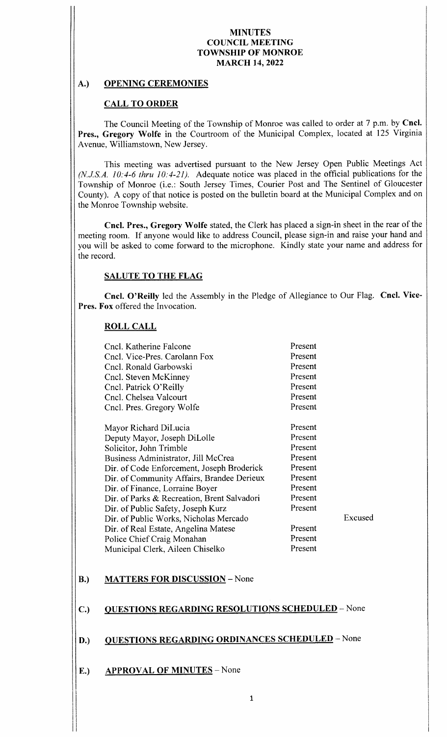# MINUTES
# COUNCIL MEETING
# TOWNSHIP OF MONROE
# MARCH 14, 2022

## A.) OPENING CEREMONIES

### CALL TO ORDER

The Council Meeting of the Township of Monroe was called to order at 7 p.m. by **Cncl. Pres., Gregory Wolfe** in the Courtroom of the Municipal Complex, located at 125 Virginia Avenue, Williamstown, New Jersey.

This meeting was advertised pursuant to the New Jersey Open Public Meetings Act *(N.J.S.A. 10:4-6 thru 10:4-21)*. Adequate notice was placed in the official publications for the Township of Monroe (i.e.: South Jersey Times, Courier Post and The Sentinel of Gloucester County). A copy of that notice is posted on the bulletin board at the Municipal Complex and on the Monroe Township website.

**Cncl. Pres., Gregory Wolfe** stated, the Clerk has placed a sign-in sheet in the rear of the meeting room. If anyone would like to address Council, please sign-in and raise your hand and you will be asked to come forward to the microphone. Kindly state your name and address for the record.

### SALUTE TO THE FLAG

**Cncl. O'Reilly** led the Assembly in the Pledge of Allegiance to Our Flag. **Cncl. Vice-Pres. Fox** offered the Invocation.

### ROLL CALL

| | | |
|---|---|---|
| Cncl. Katherine Falcone | Present | |
| Cncl. Vice-Pres. Carolann Fox | Present | |
| Cncl. Ronald Garbowski | Present | |
| Cncl. Steven McKinney | Present | |
| Cncl. Patrick O'Reilly | Present | |
| Cncl. Chelsea Valcourt | Present | |
| Cncl. Pres. Gregory Wolfe | Present | |
| Mayor Richard DiLucia | Present | |
| Deputy Mayor, Joseph DiLolle | Present | |
| Solicitor, John Trimble | Present | |
| Business Administrator, Jill McCrea | Present | |
| Dir. of Code Enforcement, Joseph Broderick | Present | |
| Dir. of Community Affairs, Brandee Derieux | Present | |
| Dir. of Finance, Lorraine Boyer | Present | |
| Dir. of Parks & Recreation, Brent Salvadori | Present | |
| Dir. of Public Safety, Joseph Kurz | Present | |
| Dir. of Public Works, Nicholas Mercado | | Excused |
| Dir. of Real Estate, Angelina Matese | Present | |
| Police Chief Craig Monahan | Present | |
| Municipal Clerk, Aileen Chiselko | Present | |

## B.) MATTERS FOR DISCUSSION – None

## C.) QUESTIONS REGARDING RESOLUTIONS SCHEDULED – None

## D.) QUESTIONS REGARDING ORDINANCES SCHEDULED – None

## E.) APPROVAL OF MINUTES – None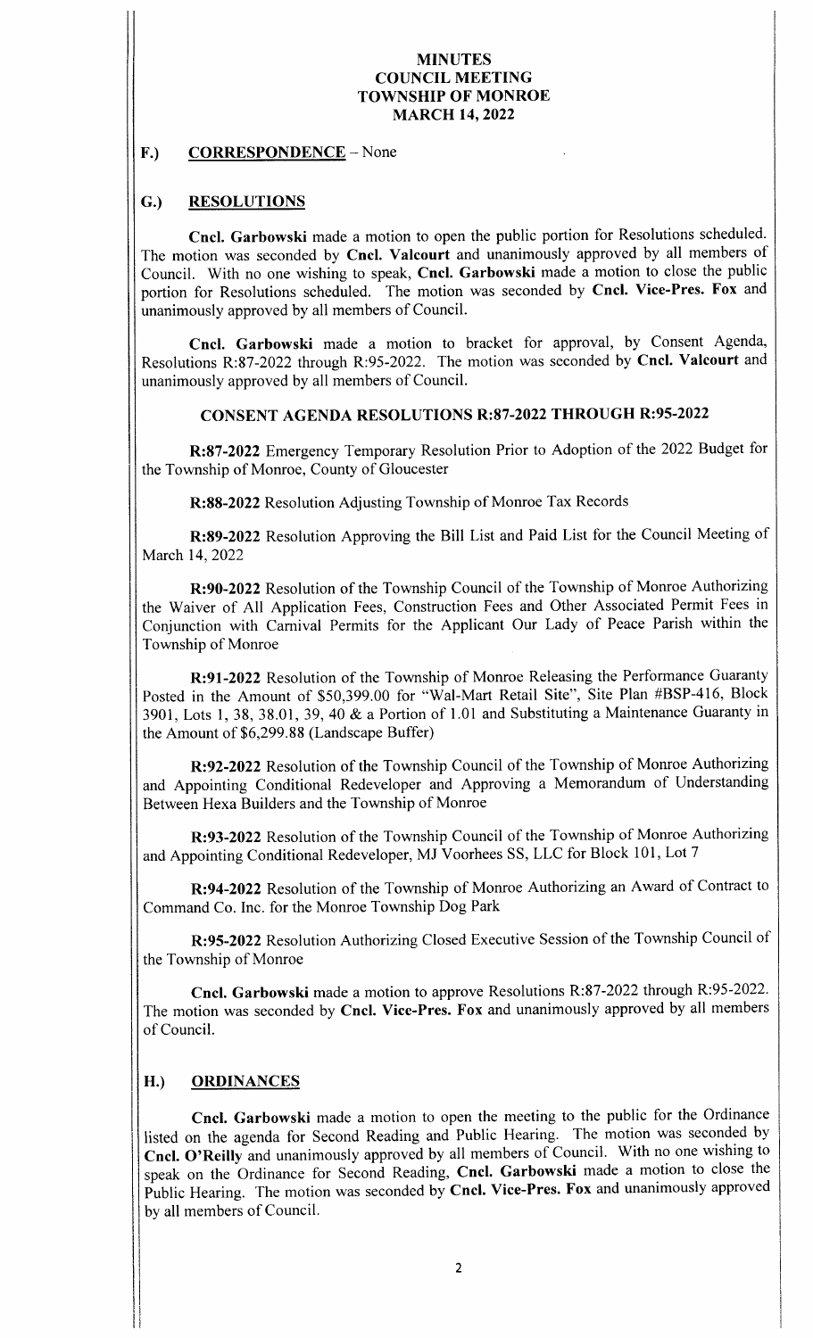**MINUTES**
**COUNCIL MEETING**
**TOWNSHIP OF MONROE**
**MARCH 14, 2022**

## F.) CORRESPONDENCE – None

## G.) RESOLUTIONS

**Cncl. Garbowski** made a motion to open the public portion for Resolutions scheduled. The motion was seconded by **Cncl. Valcourt** and unanimously approved by all members of Council. With no one wishing to speak, **Cncl. Garbowski** made a motion to close the public portion for Resolutions scheduled. The motion was seconded by **Cncl. Vice-Pres. Fox** and unanimously approved by all members of Council.

**Cncl. Garbowski** made a motion to bracket for approval, by Consent Agenda, Resolutions R:87-2022 through R:95-2022. The motion was seconded by **Cncl. Valcourt** and unanimously approved by all members of Council.

### CONSENT AGENDA RESOLUTIONS R:87-2022 THROUGH R:95-2022

**R:87-2022** Emergency Temporary Resolution Prior to Adoption of the 2022 Budget for the Township of Monroe, County of Gloucester

**R:88-2022** Resolution Adjusting Township of Monroe Tax Records

**R:89-2022** Resolution Approving the Bill List and Paid List for the Council Meeting of March 14, 2022

**R:90-2022** Resolution of the Township Council of the Township of Monroe Authorizing the Waiver of All Application Fees, Construction Fees and Other Associated Permit Fees in Conjunction with Carnival Permits for the Applicant Our Lady of Peace Parish within the Township of Monroe

**R:91-2022** Resolution of the Township of Monroe Releasing the Performance Guaranty Posted in the Amount of $50,399.00 for "Wal-Mart Retail Site", Site Plan #BSP-416, Block 3901, Lots 1, 38, 38.01, 39, 40 & a Portion of 1.01 and Substituting a Maintenance Guaranty in the Amount of $6,299.88 (Landscape Buffer)

**R:92-2022** Resolution of the Township Council of the Township of Monroe Authorizing and Appointing Conditional Redeveloper and Approving a Memorandum of Understanding Between Hexa Builders and the Township of Monroe

**R:93-2022** Resolution of the Township Council of the Township of Monroe Authorizing and Appointing Conditional Redeveloper, MJ Voorhees SS, LLC for Block 101, Lot 7

**R:94-2022** Resolution of the Township of Monroe Authorizing an Award of Contract to Command Co. Inc. for the Monroe Township Dog Park

**R:95-2022** Resolution Authorizing Closed Executive Session of the Township Council of the Township of Monroe

**Cncl. Garbowski** made a motion to approve Resolutions R:87-2022 through R:95-2022. The motion was seconded by **Cncl. Vice-Pres. Fox** and unanimously approved by all members of Council.

## H.) ORDINANCES

**Cncl. Garbowski** made a motion to open the meeting to the public for the Ordinance listed on the agenda for Second Reading and Public Hearing. The motion was seconded by **Cncl. O'Reilly** and unanimously approved by all members of Council. With no one wishing to speak on the Ordinance for Second Reading, **Cncl. Garbowski** made a motion to close the Public Hearing. The motion was seconded by **Cncl. Vice-Pres. Fox** and unanimously approved by all members of Council.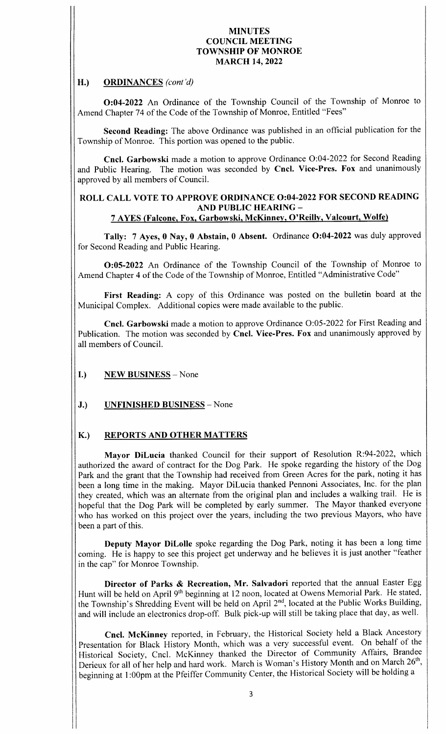**MINUTES**
**COUNCIL MEETING**
**TOWNSHIP OF MONROE**
**MARCH 14, 2022**

## H.) ORDINANCES *(cont'd)*

**O:04-2022** An Ordinance of the Township Council of the Township of Monroe to Amend Chapter 74 of the Code of the Township of Monroe, Entitled "Fees"

**Second Reading:** The above Ordinance was published in an official publication for the Township of Monroe. This portion was opened to the public.

**Cncl. Garbowski** made a motion to approve Ordinance O:04-2022 for Second Reading and Public Hearing. The motion was seconded by **Cncl. Vice-Pres. Fox** and unanimously approved by all members of Council.

**ROLL CALL VOTE TO APPROVE ORDINANCE O:04-2022 FOR SECOND READING AND PUBLIC HEARING –**
**7 AYES (Falcone, Fox, Garbowski, McKinney, O'Reilly, Valcourt, Wolfe)**

**Tally: 7 Ayes, 0 Nay, 0 Abstain, 0 Absent.** Ordinance **O:04-2022** was duly approved for Second Reading and Public Hearing.

**O:05-2022** An Ordinance of the Township Council of the Township of Monroe to Amend Chapter 4 of the Code of the Township of Monroe, Entitled "Administrative Code"

**First Reading:** A copy of this Ordinance was posted on the bulletin board at the Municipal Complex. Additional copies were made available to the public.

**Cncl. Garbowski** made a motion to approve Ordinance O:05-2022 for First Reading and Publication. The motion was seconded by **Cncl. Vice-Pres. Fox** and unanimously approved by all members of Council.

## I.) NEW BUSINESS – None

## J.) UNFINISHED BUSINESS – None

## K.) REPORTS AND OTHER MATTERS

**Mayor DiLucia** thanked Council for their support of Resolution R:94-2022, which authorized the award of contract for the Dog Park. He spoke regarding the history of the Dog Park and the grant that the Township had received from Green Acres for the park, noting it has been a long time in the making. Mayor DiLucia thanked Pennoni Associates, Inc. for the plan they created, which was an alternate from the original plan and includes a walking trail. He is hopeful that the Dog Park will be completed by early summer. The Mayor thanked everyone who has worked on this project over the years, including the two previous Mayors, who have been a part of this.

**Deputy Mayor DiLolle** spoke regarding the Dog Park, noting it has been a long time coming. He is happy to see this project get underway and he believes it is just another "feather in the cap" for Monroe Township.

**Director of Parks & Recreation, Mr. Salvadori** reported that the annual Easter Egg Hunt will be held on April 9th beginning at 12 noon, located at Owens Memorial Park. He stated, the Township's Shredding Event will be held on April 2nd, located at the Public Works Building, and will include an electronics drop-off. Bulk pick-up will still be taking place that day, as well.

**Cncl. McKinney** reported, in February, the Historical Society held a Black Ancestory Presentation for Black History Month, which was a very successful event. On behalf of the Historical Society, Cncl. McKinney thanked the Director of Community Affairs, Brandee Derieux for all of her help and hard work. March is Woman's History Month and on March 26th, beginning at 1:00pm at the Pfeiffer Community Center, the Historical Society will be holding a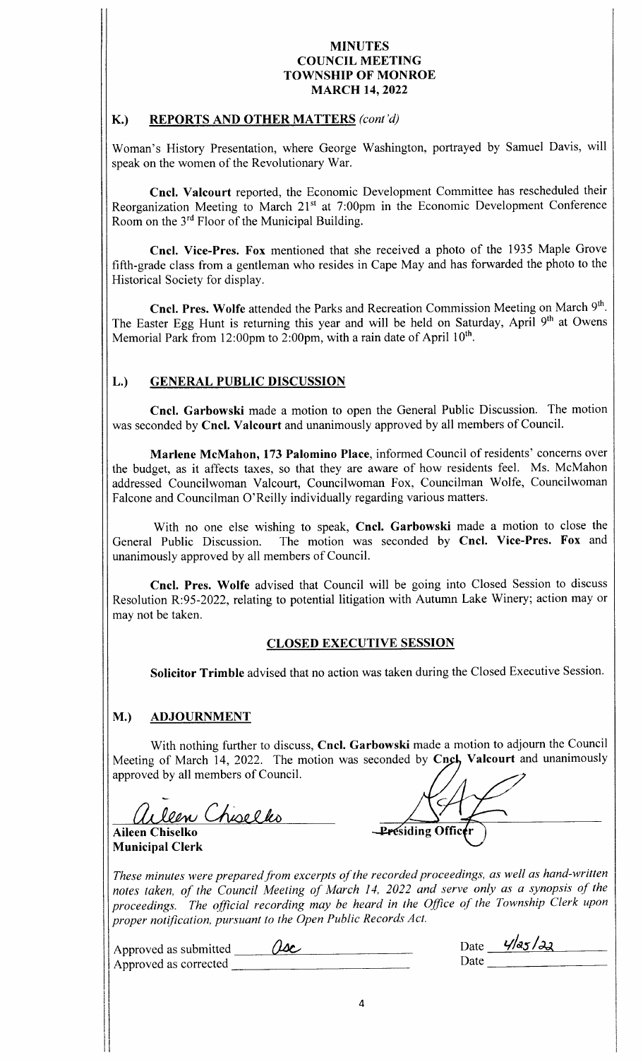**MINUTES**
**COUNCIL MEETING**
**TOWNSHIP OF MONROE**
**MARCH 14, 2022**

## K.) REPORTS AND OTHER MATTERS *(cont'd)*

Woman's History Presentation, where George Washington, portrayed by Samuel Davis, will speak on the women of the Revolutionary War.

**Cncl. Valcourt** reported, the Economic Development Committee has rescheduled their Reorganization Meeting to March 21st at 7:00pm in the Economic Development Conference Room on the 3rd Floor of the Municipal Building.

**Cncl. Vice-Pres. Fox** mentioned that she received a photo of the 1935 Maple Grove fifth-grade class from a gentleman who resides in Cape May and has forwarded the photo to the Historical Society for display.

**Cncl. Pres. Wolfe** attended the Parks and Recreation Commission Meeting on March 9th. The Easter Egg Hunt is returning this year and will be held on Saturday, April 9th at Owens Memorial Park from 12:00pm to 2:00pm, with a rain date of April 10th.

## L.) GENERAL PUBLIC DISCUSSION

**Cncl. Garbowski** made a motion to open the General Public Discussion. The motion was seconded by **Cncl. Valcourt** and unanimously approved by all members of Council.

**Marlene McMahon, 173 Palomino Place**, informed Council of residents' concerns over the budget, as it affects taxes, so that they are aware of how residents feel. Ms. McMahon addressed Councilwoman Valcourt, Councilwoman Fox, Councilman Wolfe, Councilwoman Falcone and Councilman O'Reilly individually regarding various matters.

With no one else wishing to speak, **Cncl. Garbowski** made a motion to close the General Public Discussion. The motion was seconded by **Cncl. Vice-Pres. Fox** and unanimously approved by all members of Council.

**Cncl. Pres. Wolfe** advised that Council will be going into Closed Session to discuss Resolution R:95-2022, relating to potential litigation with Autumn Lake Winery; action may or may not be taken.

### CLOSED EXECUTIVE SESSION

**Solicitor Trimble** advised that no action was taken during the Closed Executive Session.

## M.) ADJOURNMENT

With nothing further to discuss, **Cncl. Garbowski** made a motion to adjourn the Council Meeting of March 14, 2022. The motion was seconded by **Cncl. Valcourt** and unanimously approved by all members of Council.

Aileen Chiselko

**Aileen Chiselko**
**Municipal Clerk**

Presiding Officer

*These minutes were prepared from excerpts of the recorded proceedings, as well as hand-written notes taken, of the Council Meeting of March 14, 2022 and serve only as a synopsis of the proceedings. The official recording may be heard in the Office of the Township Clerk upon proper notification, pursuant to the Open Public Records Act.*

Approved as submitted ___ac___ Date ___4/25/22___
Approved as corrected ____________ Date ____________